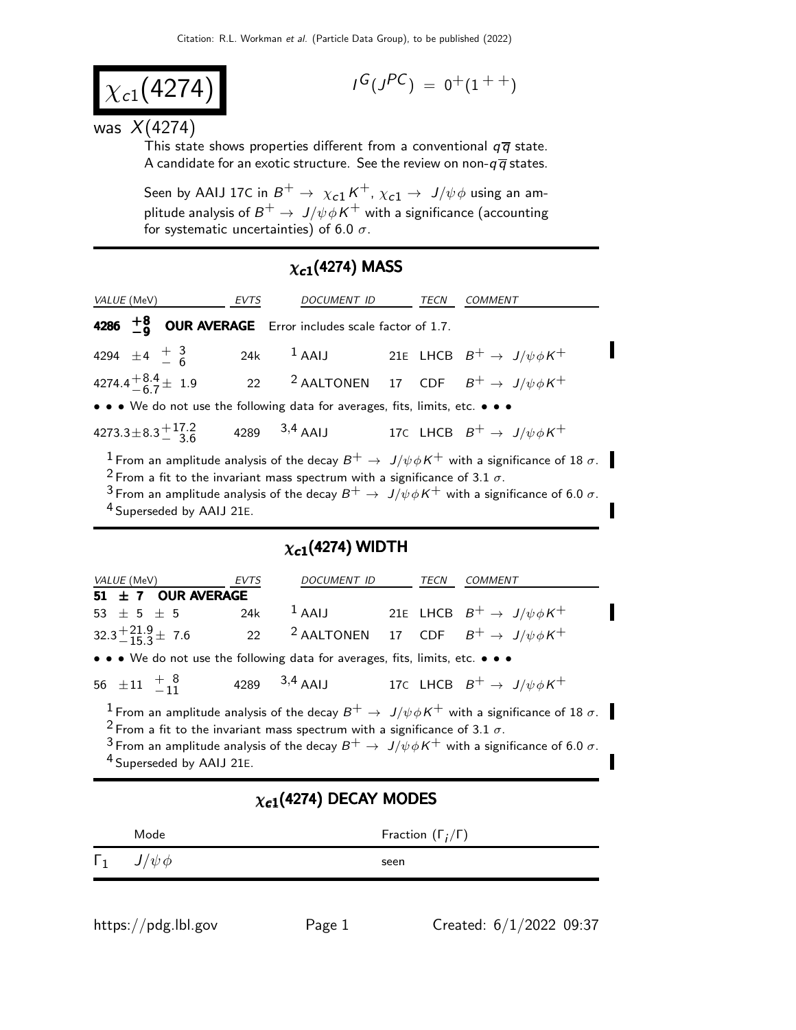Citation: R.L. Workman *et al.* (Particle Data Group), to be published (2022)

# $\chi_{c1}(4274)$

$I^G(J^{PC}) = 0^+(1^{++})$

was $X(4274)$

This state shows properties different from a conventional $q\overline{q}$ state. A candidate for an exotic structure. See the review on non-$q\overline{q}$ states.

Seen by AAIJ 17C in $B^+ \to \chi_{c1} K^+$, $\chi_{c1} \to J/\psi\phi$ using an amplitude analysis of $B^+ \to J/\psi\phi K^+$ with a significance (accounting for systematic uncertainties) of 6.0 $\sigma$.

## $\chi_{c1}(4274)$ MASS

| VALUE (MeV) | EVTS | DOCUMENT ID | | TECN | COMMENT |
|---|---|---|---|---|---|
| **4286 $^{+8}_{-9}$ OUR AVERAGE** Error includes scale factor of 1.7. | | | | | |
| $4294 \pm 4 \, ^{+3}_{-6}$ | 24k | [1] AAIJ | 21E | LHCB | $B^+ \to J/\psi\phi K^+$ |
| $4274.4^{+8.4}_{-6.7} \pm 1.9$ | 22 | [2] AALTONEN | 17 | CDF | $B^+ \to J/\psi\phi K^+$ |
| • • • We do not use the following data for averages, fits, limits, etc. • • • | | | | | |
| $4273.3 \pm 8.3^{+17.2}_{-3.6}$ | 4289 | [3,4] AAIJ | 17C | LHCB | $B^+ \to J/\psi\phi K^+$ |

[1] From an amplitude analysis of the decay $B^+ \to J/\psi\phi K^+$ with a significance of 18 $\sigma$.
[2] From a fit to the invariant mass spectrum with a significance of 3.1 $\sigma$.
[3] From an amplitude analysis of the decay $B^+ \to J/\psi\phi K^+$ with a significance of 6.0 $\sigma$.
[4] Superseded by AAIJ 21E.

## $\chi_{c1}(4274)$ WIDTH

| VALUE (MeV) | EVTS | DOCUMENT ID | | TECN | COMMENT |
|---|---|---|---|---|---|
| **51 ± 7 OUR AVERAGE** | | | | | |
| $53 \pm 5 \pm 5$ | 24k | [1] AAIJ | 21E | LHCB | $B^+ \to J/\psi\phi K^+$ |
| $32.3^{+21.9}_{-15.3} \pm 7.6$ | 22 | [2] AALTONEN | 17 | CDF | $B^+ \to J/\psi\phi K^+$ |
| • • • We do not use the following data for averages, fits, limits, etc. • • • | | | | | |
| $56 \pm 11 \, ^{+8}_{-11}$ | 4289 | [3,4] AAIJ | 17C | LHCB | $B^+ \to J/\psi\phi K^+$ |

[1] From an amplitude analysis of the decay $B^+ \to J/\psi\phi K^+$ with a significance of 18 $\sigma$.
[2] From a fit to the invariant mass spectrum with a significance of 3.1 $\sigma$.
[3] From an amplitude analysis of the decay $B^+ \to J/\psi\phi K^+$ with a significance of 6.0 $\sigma$.
[4] Superseded by AAIJ 21E.

## $\chi_{c1}(4274)$ DECAY MODES

| | Mode | Fraction ($\Gamma_i/\Gamma$) |
|---|---|---|
| $\Gamma_1$ | $J/\psi\phi$ | seen |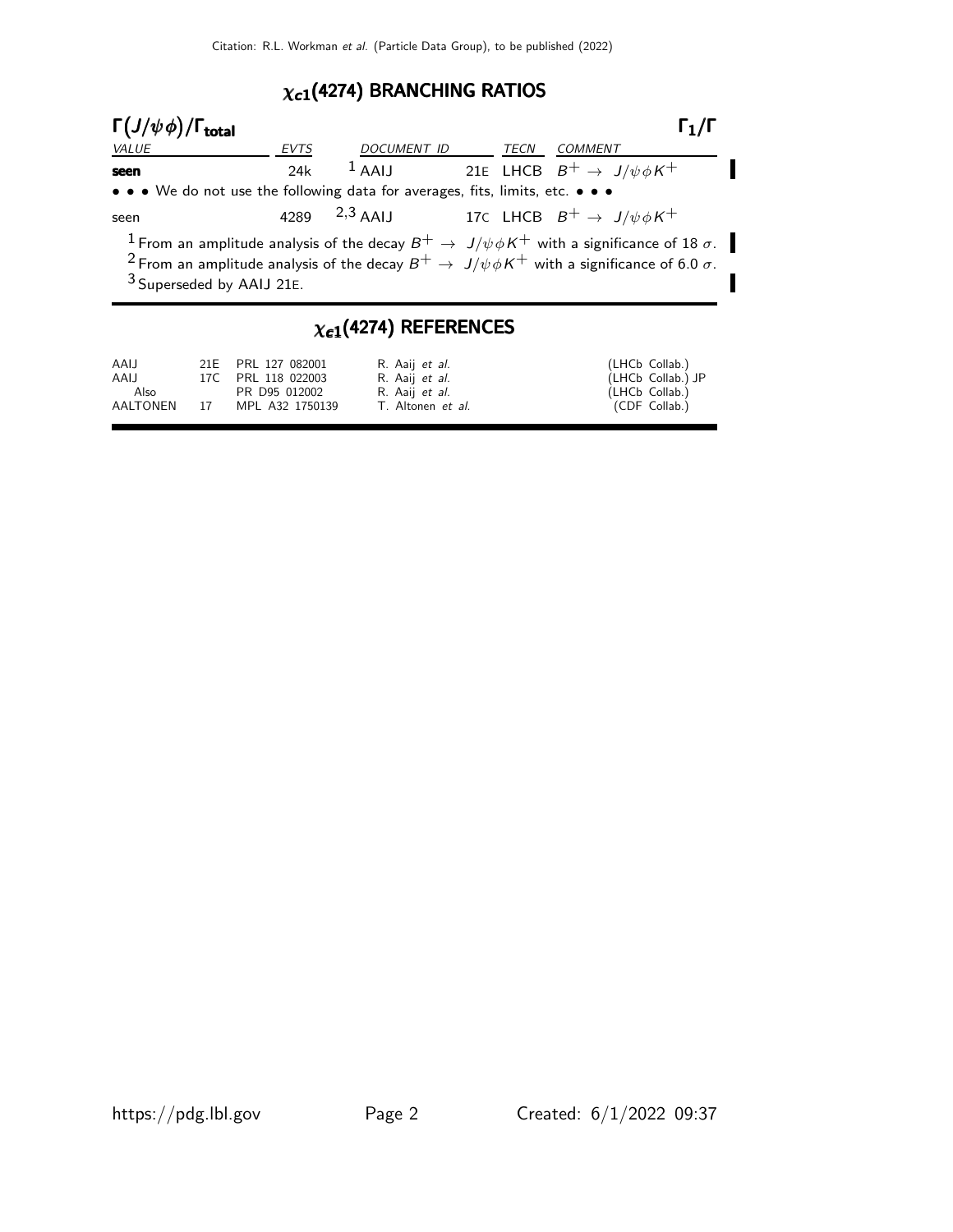## $\chi_{c1}(4274)$ BRANCHING RATIOS

**$\Gamma(J/\psi\phi)/\Gamma_{\text{total}}$** $\Gamma_1/\Gamma$

| VALUE | EVTS | DOCUMENT ID | | TECN | COMMENT |
|---|---|---|---|---|---|
| **seen** | 24k | [1] AAIJ | 21E | LHCB | $B^+ \to J/\psi\phi K^+$ |
| • • • We do not use the following data for averages, fits, limits, etc. • • • | | | | | |
| seen | 4289 | [2,3] AAIJ | 17C | LHCB | $B^+ \to J/\psi\phi K^+$ |

[1] From an amplitude analysis of the decay $B^+ \to J/\psi\phi K^+$ with a significance of 18 $\sigma$.

[2] From an amplitude analysis of the decay $B^+ \to J/\psi\phi K^+$ with a significance of 6.0 $\sigma$.

[3] Superseded by AAIJ 21E.

## $\chi_{c1}(4274)$ REFERENCES

| | | | | |
|---|---|---|---|---|
| AAIJ | 21E | PRL 127 082001 | R. Aaij *et al.* | (LHCb Collab.) |
| AAIJ | 17C | PRL 118 022003 | R. Aaij *et al.* | (LHCb Collab.) JP |
| Also | | PR D95 012002 | R. Aaij *et al.* | (LHCb Collab.) |
| AALTONEN | 17 | MPL A32 1750139 | T. Altonen *et al.* | (CDF Collab.) |